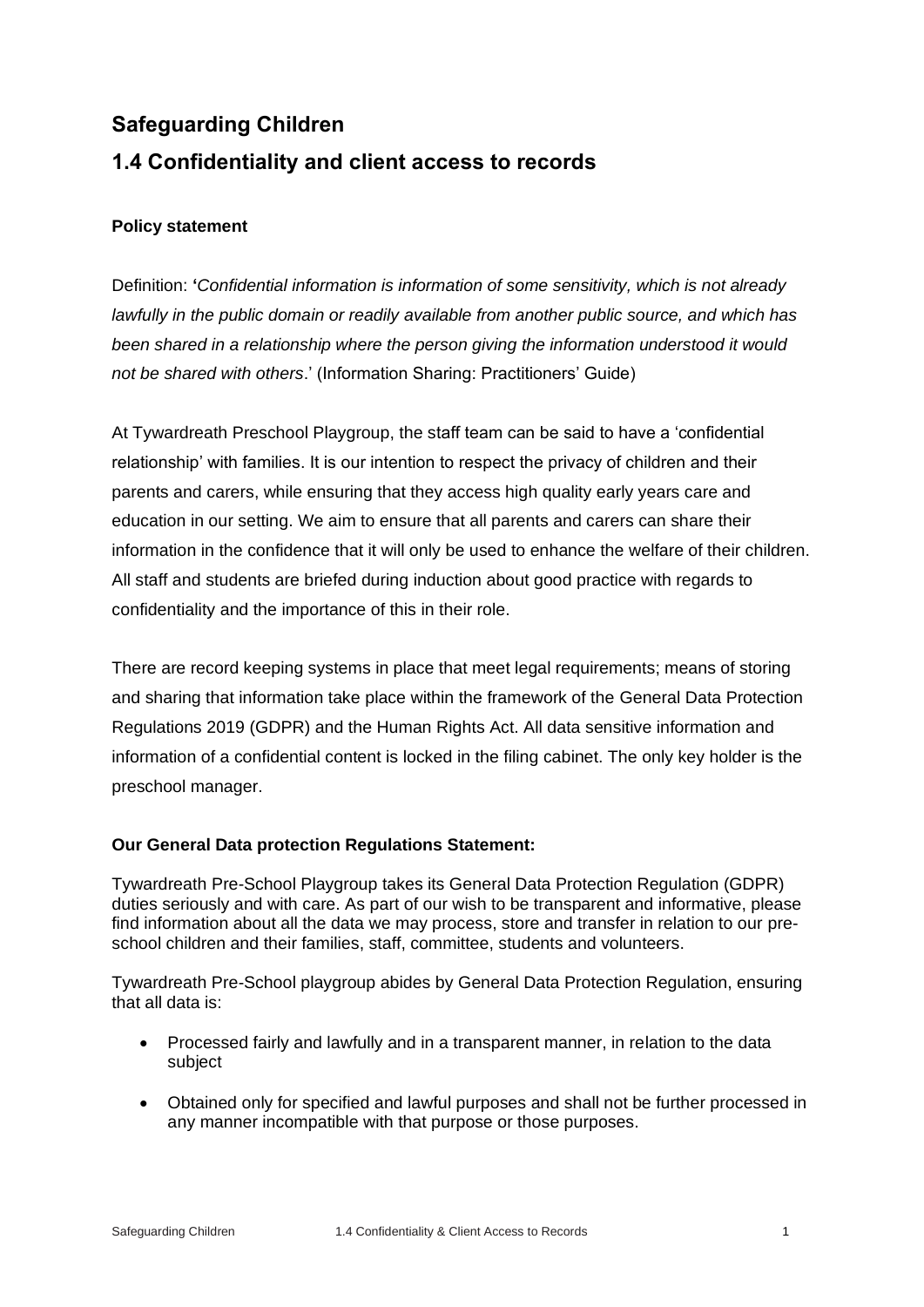## Safeguarding Children

## 1.4 Confidentiality and client access to records

**Policy statement**

Definition: '*Confidential information is information of some sensitivity, which is not already lawfully in the public domain or readily available from another public source, and which has been shared in a relationship where the person giving the information understood it would not be shared with others*.' (Information Sharing: Practitioners' Guide)

At Tywardreath Preschool Playgroup, the staff team can be said to have a 'confidential relationship' with families. It is our intention to respect the privacy of children and their parents and carers, while ensuring that they access high quality early years care and education in our setting. We aim to ensure that all parents and carers can share their information in the confidence that it will only be used to enhance the welfare of their children. All staff and students are briefed during induction about good practice with regards to confidentiality and the importance of this in their role.

There are record keeping systems in place that meet legal requirements; means of storing and sharing that information take place within the framework of the General Data Protection Regulations 2019 (GDPR) and the Human Rights Act. All data sensitive information and information of a confidential content is locked in the filing cabinet. The only key holder is the preschool manager.

**Our General Data protection Regulations Statement:**

Tywardreath Pre-School Playgroup takes its General Data Protection Regulation (GDPR) duties seriously and with care. As part of our wish to be transparent and informative, please find information about all the data we may process, store and transfer in relation to our pre-school children and their families, staff, committee, students and volunteers.

Tywardreath Pre-School playgroup abides by General Data Protection Regulation, ensuring that all data is:

- Processed fairly and lawfully and in a transparent manner, in relation to the data subject
- Obtained only for specified and lawful purposes and shall not be further processed in any manner incompatible with that purpose or those purposes.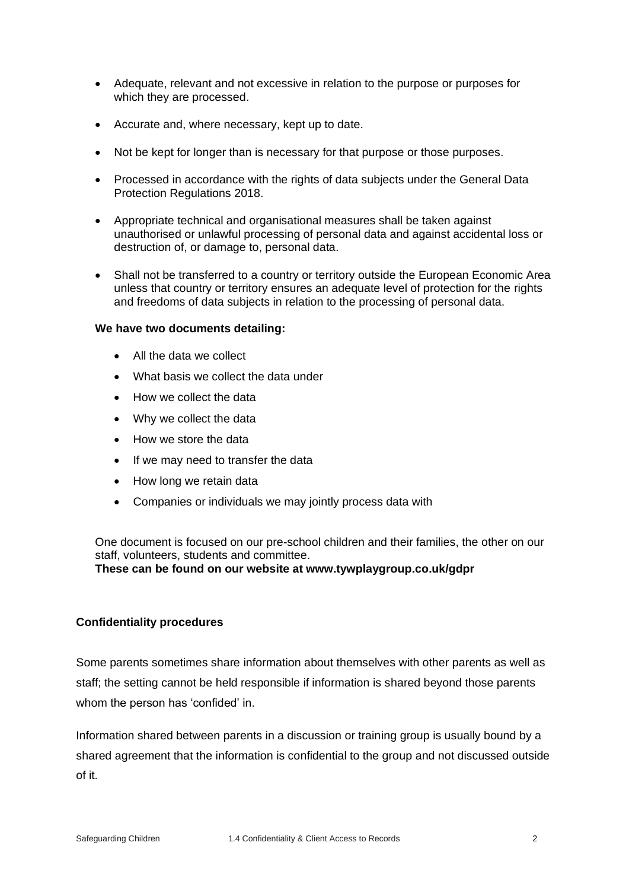- Adequate, relevant and not excessive in relation to the purpose or purposes for which they are processed.
- Accurate and, where necessary, kept up to date.
- Not be kept for longer than is necessary for that purpose or those purposes.
- Processed in accordance with the rights of data subjects under the General Data Protection Regulations 2018.
- Appropriate technical and organisational measures shall be taken against unauthorised or unlawful processing of personal data and against accidental loss or destruction of, or damage to, personal data.
- Shall not be transferred to a country or territory outside the European Economic Area unless that country or territory ensures an adequate level of protection for the rights and freedoms of data subjects in relation to the processing of personal data.

**We have two documents detailing:**

- All the data we collect
- What basis we collect the data under
- How we collect the data
- Why we collect the data
- How we store the data
- If we may need to transfer the data
- How long we retain data
- Companies or individuals we may jointly process data with

One document is focused on our pre-school children and their families, the other on our staff, volunteers, students and committee.
**These can be found on our website at www.tywplaygroup.co.uk/gdpr**

**Confidentiality procedures**

Some parents sometimes share information about themselves with other parents as well as staff; the setting cannot be held responsible if information is shared beyond those parents whom the person has 'confided' in.

Information shared between parents in a discussion or training group is usually bound by a shared agreement that the information is confidential to the group and not discussed outside of it.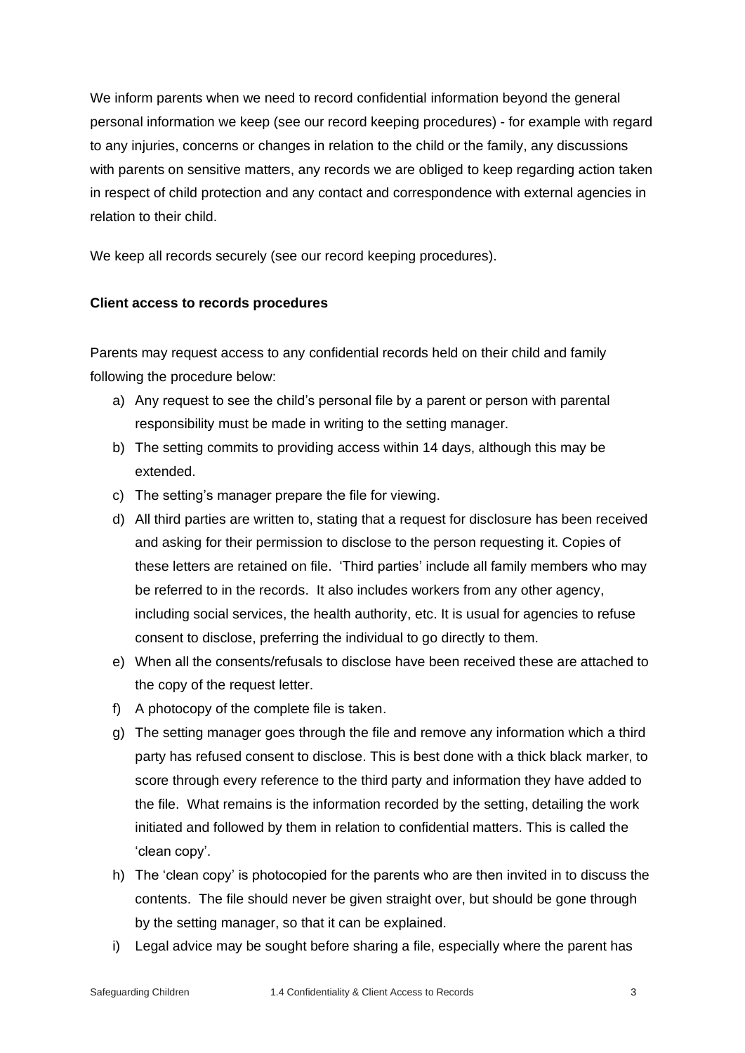We inform parents when we need to record confidential information beyond the general personal information we keep (see our record keeping procedures) - for example with regard to any injuries, concerns or changes in relation to the child or the family, any discussions with parents on sensitive matters, any records we are obliged to keep regarding action taken in respect of child protection and any contact and correspondence with external agencies in relation to their child.

We keep all records securely (see our record keeping procedures).

**Client access to records procedures**

Parents may request access to any confidential records held on their child and family following the procedure below:

a) Any request to see the child's personal file by a parent or person with parental responsibility must be made in writing to the setting manager.
b) The setting commits to providing access within 14 days, although this may be extended.
c) The setting's manager prepare the file for viewing.
d) All third parties are written to, stating that a request for disclosure has been received and asking for their permission to disclose to the person requesting it. Copies of these letters are retained on file. 'Third parties' include all family members who may be referred to in the records. It also includes workers from any other agency, including social services, the health authority, etc. It is usual for agencies to refuse consent to disclose, preferring the individual to go directly to them.
e) When all the consents/refusals to disclose have been received these are attached to the copy of the request letter.
f) A photocopy of the complete file is taken.
g) The setting manager goes through the file and remove any information which a third party has refused consent to disclose. This is best done with a thick black marker, to score through every reference to the third party and information they have added to the file. What remains is the information recorded by the setting, detailing the work initiated and followed by them in relation to confidential matters. This is called the 'clean copy'.
h) The 'clean copy' is photocopied for the parents who are then invited in to discuss the contents. The file should never be given straight over, but should be gone through by the setting manager, so that it can be explained.
i) Legal advice may be sought before sharing a file, especially where the parent has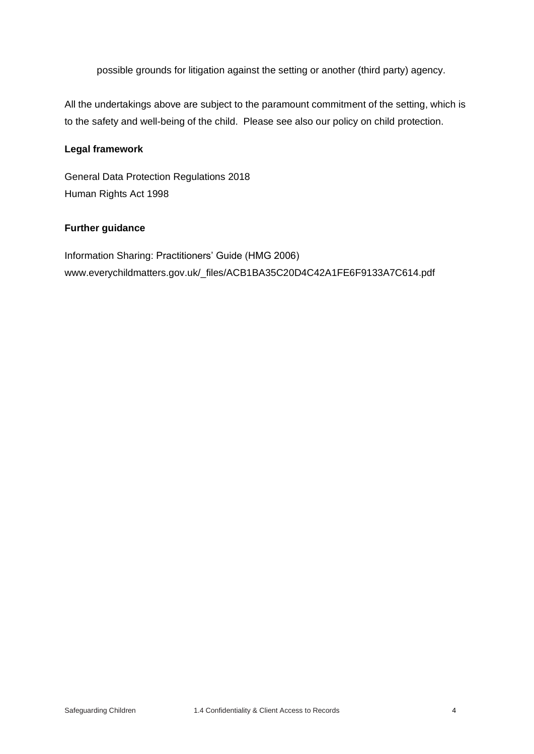possible grounds for litigation against the setting or another (third party) agency.

All the undertakings above are subject to the paramount commitment of the setting, which is to the safety and well-being of the child. Please see also our policy on child protection.

**Legal framework**

General Data Protection Regulations 2018
Human Rights Act 1998

**Further guidance**

Information Sharing: Practitioners' Guide (HMG 2006)
www.everychildmatters.gov.uk/_files/ACB1BA35C20D4C42A1FE6F9133A7C614.pdf